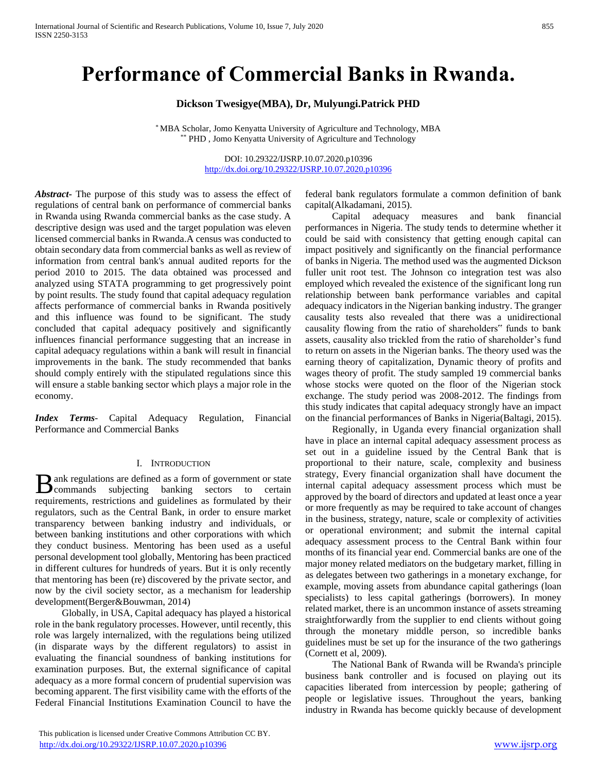# Performance of Commercial Banks in Rwanda.

**Dickson Twesigye(MBA), Dr, Mulyungi.Patrick PHD**

[*] MBA Scholar, Jomo Kenyatta University of Agriculture and Technology, MBA
[**] PHD , Jomo Kenyatta University of Agriculture and Technology

DOI: 10.29322/IJSRP.10.07.2020.p10396
http://dx.doi.org/10.29322/IJSRP.10.07.2020.p10396

***Abstract***- The purpose of this study was to assess the effect of regulations of central bank on performance of commercial banks in Rwanda using Rwanda commercial banks as the case study. A descriptive design was used and the target population was eleven licensed commercial banks in Rwanda.A census was conducted to obtain secondary data from commercial banks as well as review of information from central bank's annual audited reports for the period 2010 to 2015. The data obtained was processed and analyzed using STATA programming to get progressively point by point results. The study found that capital adequacy regulation affects performance of commercial banks in Rwanda positively and this influence was found to be significant. The study concluded that capital adequacy positively and significantly influences financial performance suggesting that an increase in capital adequacy regulations within a bank will result in financial improvements in the bank. The study recommended that banks should comply entirely with the stipulated regulations since this will ensure a stable banking sector which plays a major role in the economy.

***Index Terms***- Capital Adequacy Regulation, Financial Performance and Commercial Banks

## I. Introduction

Bank regulations are defined as a form of government or state commands subjecting banking sectors to certain requirements, restrictions and guidelines as formulated by their regulators, such as the Central Bank, in order to ensure market transparency between banking industry and individuals, or between banking institutions and other corporations with which they conduct business. Mentoring has been used as a useful personal development tool globally, Mentoring has been practiced in different cultures for hundreds of years. But it is only recently that mentoring has been (re) discovered by the private sector, and now by the civil society sector, as a mechanism for leadership development(Berger&Bouwman, 2014)

Globally, in USA, Capital adequacy has played a historical role in the bank regulatory processes. However, until recently, this role was largely internalized, with the regulations being utilized (in disparate ways by the different regulators) to assist in evaluating the financial soundness of banking institutions for examination purposes. But, the external significance of capital adequacy as a more formal concern of prudential supervision was becoming apparent. The first visibility came with the efforts of the Federal Financial Institutions Examination Council to have the federal bank regulators formulate a common definition of bank capital(Alkadamani, 2015).

Capital adequacy measures and bank financial performances in Nigeria. The study tends to determine whether it could be said with consistency that getting enough capital can impact positively and significantly on the financial performance of banks in Nigeria. The method used was the augmented Dickson fuller unit root test. The Johnson co integration test was also employed which revealed the existence of the significant long run relationship between bank performance variables and capital adequacy indicators in the Nigerian banking industry. The granger causality tests also revealed that there was a unidirectional causality flowing from the ratio of shareholders" funds to bank assets, causality also trickled from the ratio of shareholder's fund to return on assets in the Nigerian banks. The theory used was the earning theory of capitalization, Dynamic theory of profits and wages theory of profit. The study sampled 19 commercial banks whose stocks were quoted on the floor of the Nigerian stock exchange. The study period was 2008-2012. The findings from this study indicates that capital adequacy strongly have an impact on the financial performances of Banks in Nigeria(Baltagi, 2015).

Regionally, in Uganda every financial organization shall have in place an internal capital adequacy assessment process as set out in a guideline issued by the Central Bank that is proportional to their nature, scale, complexity and business strategy, Every financial organization shall have document the internal capital adequacy assessment process which must be approved by the board of directors and updated at least once a year or more frequently as may be required to take account of changes in the business, strategy, nature, scale or complexity of activities or operational environment; and submit the internal capital adequacy assessment process to the Central Bank within four months of its financial year end. Commercial banks are one of the major money related mediators on the budgetary market, filling in as delegates between two gatherings in a monetary exchange, for example, moving assets from abundance capital gatherings (loan specialists) to less capital gatherings (borrowers). In money related market, there is an uncommon instance of assets streaming straightforwardly from the supplier to end clients without going through the monetary middle person, so incredible banks guidelines must be set up for the insurance of the two gatherings (Cornett et al, 2009).

The National Bank of Rwanda will be Rwanda's principle business bank controller and is focused on playing out its capacities liberated from intercession by people; gathering of people or legislative issues. Throughout the years, banking industry in Rwanda has become quickly because of development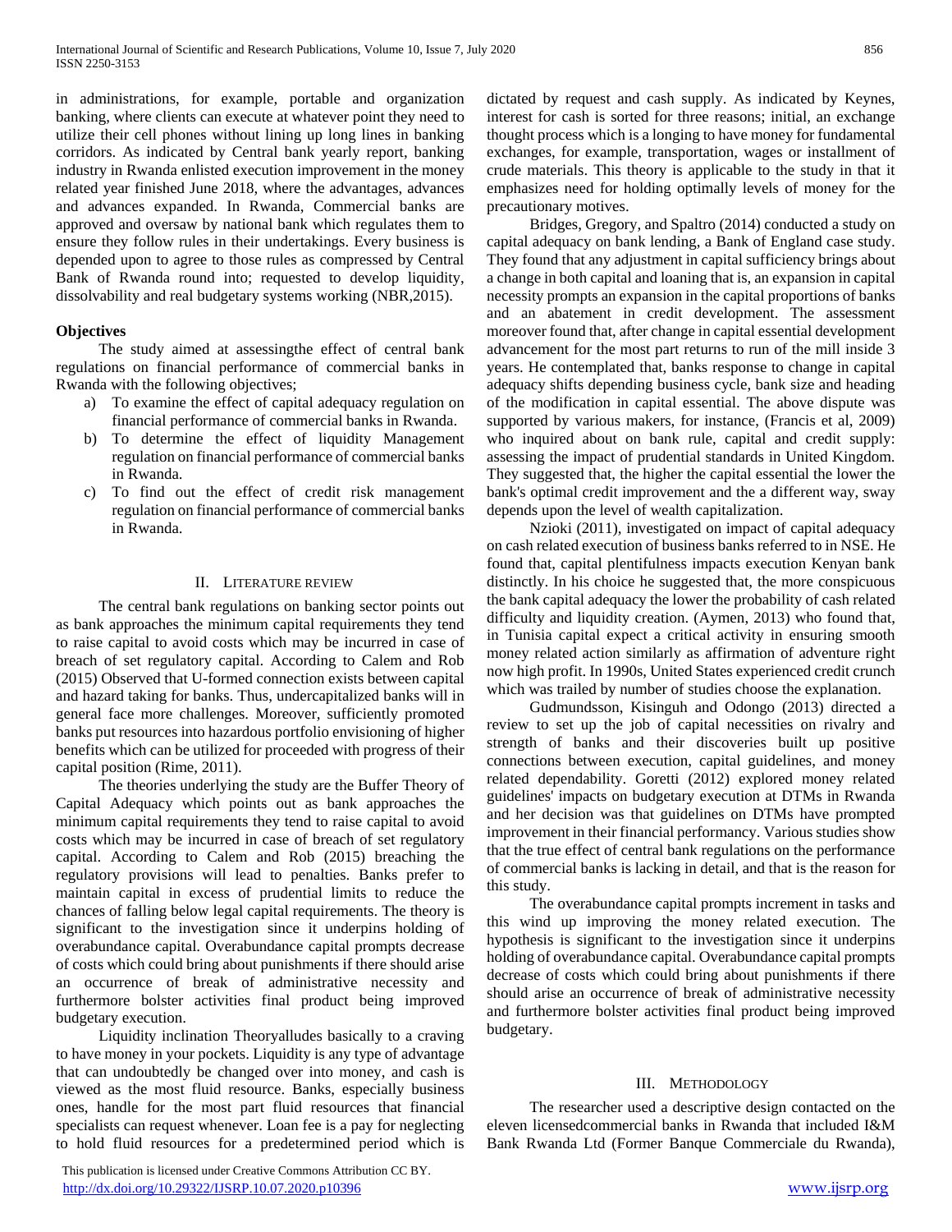in administrations, for example, portable and organization banking, where clients can execute at whatever point they need to utilize their cell phones without lining up long lines in banking corridors. As indicated by Central bank yearly report, banking industry in Rwanda enlisted execution improvement in the money related year finished June 2018, where the advantages, advances and advances expanded. In Rwanda, Commercial banks are approved and oversaw by national bank which regulates them to ensure they follow rules in their undertakings. Every business is depended upon to agree to those rules as compressed by Central Bank of Rwanda round into; requested to develop liquidity, dissolvability and real budgetary systems working (NBR,2015).

**Objectives**

The study aimed at assessingthe effect of central bank regulations on financial performance of commercial banks in Rwanda with the following objectives;

a) To examine the effect of capital adequacy regulation on financial performance of commercial banks in Rwanda.
b) To determine the effect of liquidity Management regulation on financial performance of commercial banks in Rwanda.
c) To find out the effect of credit risk management regulation on financial performance of commercial banks in Rwanda.

## II. Literature review

The central bank regulations on banking sector points out as bank approaches the minimum capital requirements they tend to raise capital to avoid costs which may be incurred in case of breach of set regulatory capital. According to Calem and Rob (2015) Observed that U-formed connection exists between capital and hazard taking for banks. Thus, undercapitalized banks will in general face more challenges. Moreover, sufficiently promoted banks put resources into hazardous portfolio envisioning of higher benefits which can be utilized for proceeded with progress of their capital position (Rime, 2011).

The theories underlying the study are the Buffer Theory of Capital Adequacy which points out as bank approaches the minimum capital requirements they tend to raise capital to avoid costs which may be incurred in case of breach of set regulatory capital. According to Calem and Rob (2015) breaching the regulatory provisions will lead to penalties. Banks prefer to maintain capital in excess of prudential limits to reduce the chances of falling below legal capital requirements. The theory is significant to the investigation since it underpins holding of overabundance capital. Overabundance capital prompts decrease of costs which could bring about punishments if there should arise an occurrence of break of administrative necessity and furthermore bolster activities final product being improved budgetary execution.

Liquidity inclination Theoryalludes basically to a craving to have money in your pockets. Liquidity is any type of advantage that can undoubtedly be changed over into money, and cash is viewed as the most fluid resource. Banks, especially business ones, handle for the most part fluid resources that financial specialists can request whenever. Loan fee is a pay for neglecting to hold fluid resources for a predetermined period which is dictated by request and cash supply. As indicated by Keynes, interest for cash is sorted for three reasons; initial, an exchange thought process which is a longing to have money for fundamental exchanges, for example, transportation, wages or installment of crude materials. This theory is applicable to the study in that it emphasizes need for holding optimally levels of money for the precautionary motives.

Bridges, Gregory, and Spaltro (2014) conducted a study on capital adequacy on bank lending, a Bank of England case study. They found that any adjustment in capital sufficiency brings about a change in both capital and loaning that is, an expansion in capital necessity prompts an expansion in the capital proportions of banks and an abatement in credit development. The assessment moreover found that, after change in capital essential development advancement for the most part returns to run of the mill inside 3 years. He contemplated that, banks response to change in capital adequacy shifts depending business cycle, bank size and heading of the modification in capital essential. The above dispute was supported by various makers, for instance, (Francis et al, 2009) who inquired about on bank rule, capital and credit supply: assessing the impact of prudential standards in United Kingdom. They suggested that, the higher the capital essential the lower the bank's optimal credit improvement and the a different way, sway depends upon the level of wealth capitalization.

Nzioki (2011), investigated on impact of capital adequacy on cash related execution of business banks referred to in NSE. He found that, capital plentifulness impacts execution Kenyan bank distinctly. In his choice he suggested that, the more conspicuous the bank capital adequacy the lower the probability of cash related difficulty and liquidity creation. (Aymen, 2013) who found that, in Tunisia capital expect a critical activity in ensuring smooth money related action similarly as affirmation of adventure right now high profit. In 1990s, United States experienced credit crunch which was trailed by number of studies choose the explanation.

Gudmundsson, Kisinguh and Odongo (2013) directed a review to set up the job of capital necessities on rivalry and strength of banks and their discoveries built up positive connections between execution, capital guidelines, and money related dependability. Goretti (2012) explored money related guidelines' impacts on budgetary execution at DTMs in Rwanda and her decision was that guidelines on DTMs have prompted improvement in their financial performancy. Various studies show that the true effect of central bank regulations on the performance of commercial banks is lacking in detail, and that is the reason for this study.

The overabundance capital prompts increment in tasks and this wind up improving the money related execution. The hypothesis is significant to the investigation since it underpins holding of overabundance capital. Overabundance capital prompts decrease of costs which could bring about punishments if there should arise an occurrence of break of administrative necessity and furthermore bolster activities final product being improved budgetary.

## III. Methodology

The researcher used a descriptive design contacted on the eleven licensedcommercial banks in Rwanda that included I&M Bank Rwanda Ltd (Former Banque Commerciale du Rwanda),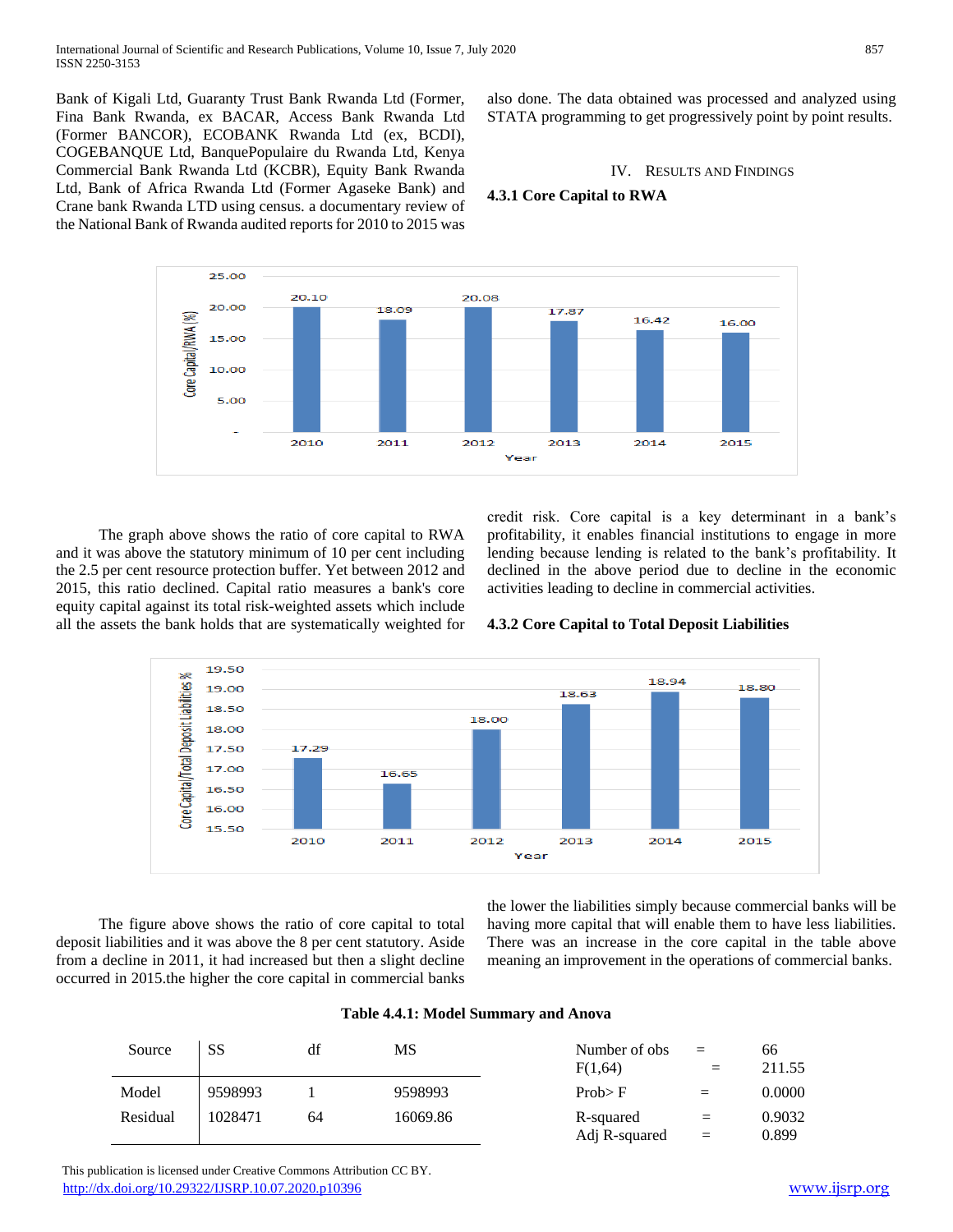Bank of Kigali Ltd, Guaranty Trust Bank Rwanda Ltd (Former, Fina Bank Rwanda, ex BACAR, Access Bank Rwanda Ltd (Former BANCOR), ECOBANK Rwanda Ltd (ex, BCDI), COGEBANQUE Ltd, BanquePopulaire du Rwanda Ltd, Kenya Commercial Bank Rwanda Ltd (KCBR), Equity Bank Rwanda Ltd, Bank of Africa Rwanda Ltd (Former Agaseke Bank) and Crane bank Rwanda LTD using census. a documentary review of the National Bank of Rwanda audited reports for 2010 to 2015 was also done. The data obtained was processed and analyzed using STATA programming to get progressively point by point results.

# IV. Results and Findings

### 4.3.1 Core Capital to RWA

The graph above shows the ratio of core capital to RWA and it was above the statutory minimum of 10 per cent including the 2.5 per cent resource protection buffer. Yet between 2012 and 2015, this ratio declined. Capital ratio measures a bank's core equity capital against its total risk-weighted assets which include all the assets the bank holds that are systematically weighted for credit risk. Core capital is a key determinant in a bank's profitability, it enables financial institutions to engage in more lending because lending is related to the bank's profitability. It declined in the above period due to decline in the economic activities leading to decline in commercial activities.

### 4.3.2 Core Capital to Total Deposit Liabilities

The figure above shows the ratio of core capital to total deposit liabilities and it was above the 8 per cent statutory. Aside from a decline in 2011, it had increased but then a slight decline occurred in 2015.the higher the core capital in commercial banks the lower the liabilities simply because commercial banks will be having more capital that will enable them to have less liabilities. There was an increase in the core capital in the table above meaning an improvement in the operations of commercial banks.

**Table 4.4.1: Model Summary and Anova**

| Source | SS | df | MS |
|---|---|---|---|
| Model | 9598993 | 1 | 9598993 |
| Residual | 1028471 | 64 | 16069.86 |

| | | |
|---|---|---|
| Number of obs | = | 66 |
| F(1,64) | = | 211.55 |
| Prob> F | = | 0.0000 |
| R-squared | = | 0.9032 |
| Adj R-squared | = | 0.899 |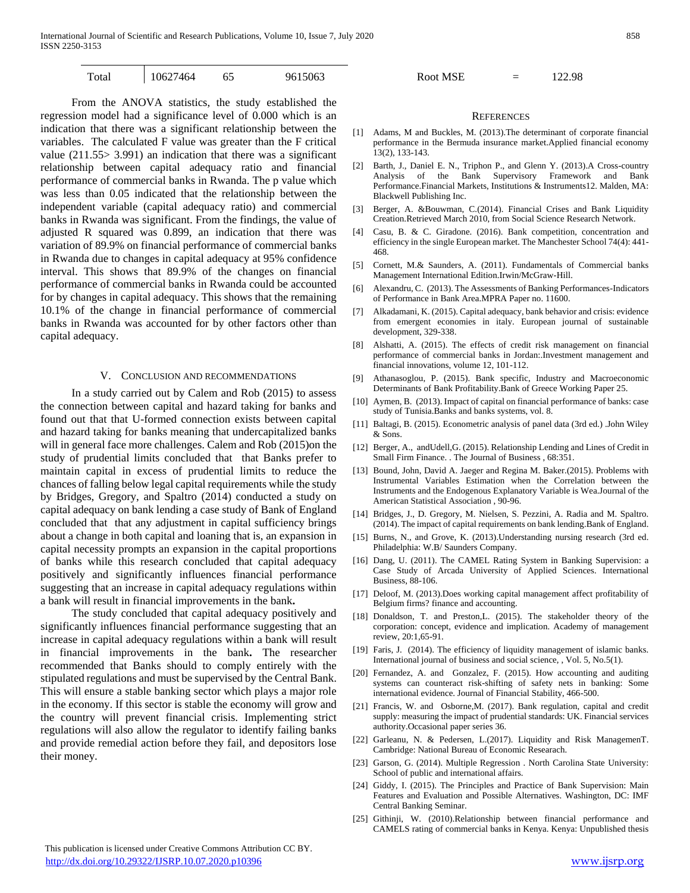| Total | 10627464 | 65 | 9615063 | Root MSE | = | 122.98 |
|---|---|---|---|---|---|---|

From the ANOVA statistics, the study established the regression model had a significance level of 0.000 which is an indication that there was a significant relationship between the variables. The calculated F value was greater than the F critical value (211.55> 3.991) an indication that there was a significant relationship between capital adequacy ratio and financial performance of commercial banks in Rwanda. The p value which was less than 0.05 indicated that the relationship between the independent variable (capital adequacy ratio) and commercial banks in Rwanda was significant. From the findings, the value of adjusted R squared was 0.899, an indication that there was variation of 89.9% on financial performance of commercial banks in Rwanda due to changes in capital adequacy at 95% confidence interval. This shows that 89.9% of the changes on financial performance of commercial banks in Rwanda could be accounted for by changes in capital adequacy. This shows that the remaining 10.1% of the change in financial performance of commercial banks in Rwanda was accounted for by other factors other than capital adequacy.

## V. Conclusion and Recommendations

In a study carried out by Calem and Rob (2015) to assess the connection between capital and hazard taking for banks and found out that that U-formed connection exists between capital and hazard taking for banks meaning that undercapitalized banks will in general face more challenges. Calem and Rob (2015)on the study of prudential limits concluded that that Banks prefer to maintain capital in excess of prudential limits to reduce the chances of falling below legal capital requirements while the study by Bridges, Gregory, and Spaltro (2014) conducted a study on capital adequacy on bank lending a case study of Bank of England concluded that that any adjustment in capital sufficiency brings about a change in both capital and loaning that is, an expansion in capital necessity prompts an expansion in the capital proportions of banks while this research concluded that capital adequacy positively and significantly influences financial performance suggesting that an increase in capital adequacy regulations within a bank will result in financial improvements in the bank**.**

The study concluded that capital adequacy positively and significantly influences financial performance suggesting that an increase in capital adequacy regulations within a bank will result in financial improvements in the bank**.** The researcher recommended that Banks should to comply entirely with the stipulated regulations and must be supervised by the Central Bank. This will ensure a stable banking sector which plays a major role in the economy. If this sector is stable the economy will grow and the country will prevent financial crisis. Implementing strict regulations will also allow the regulator to identify failing banks and provide remedial action before they fail, and depositors lose their money.

## References

[1] Adams, M and Buckles, M. (2013).The determinant of corporate financial performance in the Bermuda insurance market.Applied financial economy 13(2), 133-143.

[2] Barth, J., Daniel E. N., Triphon P., and Glenn Y. (2013).A Cross-country Analysis of the Bank Supervisory Framework and Bank Performance.Financial Markets, Institutions & Instruments12. Malden, MA: Blackwell Publishing Inc.

[3] Berger, A. &Bouwman, C.(2014). Financial Crises and Bank Liquidity Creation.Retrieved March 2010, from Social Science Research Network.

[4] Casu, B. & C. Giradone. (2016). Bank competition, concentration and efficiency in the single European market. The Manchester School 74(4): 441-468.

[5] Cornett, M.& Saunders, A. (2011). Fundamentals of Commercial banks Management International Edition.Irwin/McGraw-Hill.

[6] Alexandru, C. (2013). The Assessments of Banking Performances-Indicators of Performance in Bank Area.MPRA Paper no. 11600.

[7] Alkadamani, K. (2015). Capital adequacy, bank behavior and crisis: evidence from emergent economies in italy. European journal of sustainable development, 329-338.

[8] Alshatti, A. (2015). The effects of credit risk management on financial performance of commercial banks in Jordan:.Investment management and financial innovations, volume 12, 101-112.

[9] Athanasoglou, P. (2015). Bank specific, Industry and Macroeconomic Determinants of Bank Profitability.Bank of Greece Working Paper 25.

[10] Aymen, B. (2013). Impact of capital on financial performance of banks: case study of Tunisia.Banks and banks systems, vol. 8.

[11] Baltagi, B. (2015). Econometric analysis of panel data (3rd ed.) .John Wiley & Sons.

[12] Berger, A., andUdell,G. (2015). Relationship Lending and Lines of Credit in Small Firm Finance. . The Journal of Business , 68:351.

[13] Bound, John, David A. Jaeger and Regina M. Baker.(2015). Problems with Instrumental Variables Estimation when the Correlation between the Instruments and the Endogenous Explanatory Variable is Wea.Journal of the American Statistical Association , 90-96.

[14] Bridges, J., D. Gregory, M. Nielsen, S. Pezzini, A. Radia and M. Spaltro. (2014). The impact of capital requirements on bank lending.Bank of England.

[15] Burns, N., and Grove, K. (2013).Understanding nursing research (3rd ed. Philadelphia: W.B/ Saunders Company.

[16] Dang, U. (2011). The CAMEL Rating System in Banking Supervision: a Case Study of Arcada University of Applied Sciences. International Business, 88-106.

[17] Deloof, M. (2013).Does working capital management affect profitability of Belgium firms? finance and accounting.

[18] Donaldson, T. and Preston,L. (2015). The stakeholder theory of the corporation: concept, evidence and implication. Academy of management review, 20:1,65-91.

[19] Faris, J. (2014). The efficiency of liquidity management of islamic banks. International journal of business and social science, , Vol. 5, No.5(1).

[20] Fernandez, A. and Gonzalez, F. (2015). How accounting and auditing systems can counteract risk-shifting of safety nets in banking: Some international evidence. Journal of Financial Stability, 466-500.

[21] Francis, W. and Osborne,M. (2017). Bank regulation, capital and credit supply: measuring the impact of prudential standards: UK. Financial services authority.Occasional paper series 36.

[22] Garleanu, N. & Pedersen, L.(2017). Liquidity and Risk ManagemenT. Cambridge: National Bureau of Economic Researach.

[23] Garson, G. (2014). Multiple Regression . North Carolina State University: School of public and international affairs.

[24] Giddy, I. (2015). The Principles and Practice of Bank Supervision: Main Features and Evaluation and Possible Alternatives. Washington, DC: IMF Central Banking Seminar.

[25] Githinji, W. (2010).Relationship between financial performance and CAMELS rating of commercial banks in Kenya. Kenya: Unpublished thesis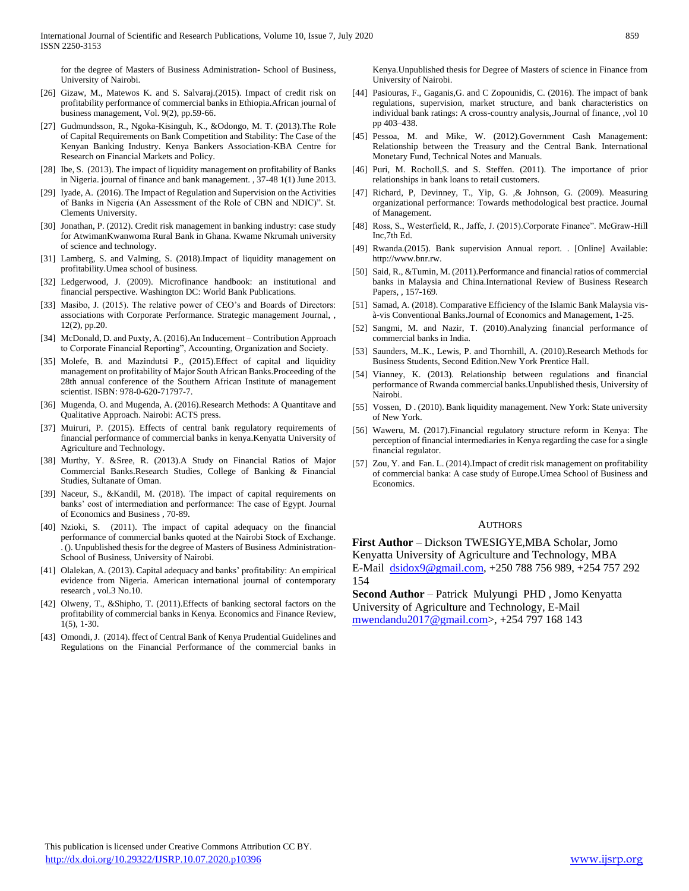for the degree of Masters of Business Administration- School of Business, University of Nairobi.

[26] Gizaw, M., Matewos K. and S. Salvaraj.(2015). Impact of credit risk on profitability performance of commercial banks in Ethiopia.African journal of business management, Vol. 9(2), pp.59-66.

[27] Gudmundsson, R., Ngoka-Kisinguh, K., &Odongo, M. T. (2013).The Role of Capital Requirements on Bank Competition and Stability: The Case of the Kenyan Banking Industry. Kenya Bankers Association-KBA Centre for Research on Financial Markets and Policy.

[28] Ibe, S. (2013). The impact of liquidity management on profitability of Banks in Nigeria. journal of finance and bank management. , 37-48 1(1) June 2013.

[29] Iyade, A. (2016). The Impact of Regulation and Supervision on the Activities of Banks in Nigeria (An Assessment of the Role of CBN and NDIC)". St. Clements University.

[30] Jonathan, P. (2012). Credit risk management in banking industry: case study for AtwimanKwanwoma Rural Bank in Ghana. Kwame Nkrumah university of science and technology.

[31] Lamberg, S. and Valming, S. (2018).Impact of liquidity management on profitability.Umea school of business.

[32] Ledgerwood, J. (2009). Microfinance handbook: an institutional and financial perspective. Washington DC: World Bank Publications.

[33] Masibo, J. (2015). The relative power of CEO's and Boards of Directors: associations with Corporate Performance. Strategic management Journal, , 12(2), pp.20.

[34] McDonald, D. and Puxty, A. (2016).An Inducement – Contribution Approach to Corporate Financial Reporting", Accounting, Organization and Society.

[35] Molefe, B. and Mazindutsi P., (2015).Effect of capital and liquidity management on profitability of Major South African Banks.Proceeding of the 28th annual conference of the Southern African Institute of management scientist. ISBN: 978-0-620-71797-7.

[36] Mugenda, O. and Mugenda, A. (2016).Research Methods: A Quantitave and Qualitative Approach. Nairobi: ACTS press.

[37] Muiruri, P. (2015). Effects of central bank regulatory requirements of financial performance of commercial banks in kenya.Kenyatta University of Agriculture and Technology.

[38] Murthy, Y. &Sree, R. (2013).A Study on Financial Ratios of Major Commercial Banks.Research Studies, College of Banking & Financial Studies, Sultanate of Oman.

[39] Naceur, S., &Kandil, M. (2018). The impact of capital requirements on banks' cost of intermediation and performance: The case of Egypt. Journal of Economics and Business , 70-89.

[40] Nzioki, S. (2011). The impact of capital adequacy on the financial performance of commercial banks quoted at the Nairobi Stock of Exchange. . (). Unpublished thesis for the degree of Masters of Business Administration- School of Business, University of Nairobi.

[41] Olalekan, A. (2013). Capital adequacy and banks' profitability: An empirical evidence from Nigeria. American international journal of contemporary research , vol.3 No.10.

[42] Olweny, T., &Shipho, T. (2011).Effects of banking sectoral factors on the profitability of commercial banks in Kenya. Economics and Finance Review, 1(5), 1-30.

[43] Omondi, J. (2014). ffect of Central Bank of Kenya Prudential Guidelines and Regulations on the Financial Performance of the commercial banks in Kenya.Unpublished thesis for Degree of Masters of science in Finance from University of Nairobi.

[44] Pasiouras, F., Gaganis,G. and C Zopounidis, C. (2016). The impact of bank regulations, supervision, market structure, and bank characteristics on individual bank ratings: A cross-country analysis,.Journal of finance, ,vol 10 pp 403–438.

[45] Pessoa, M. and Mike, W. (2012).Government Cash Management: Relationship between the Treasury and the Central Bank. International Monetary Fund, Technical Notes and Manuals.

[46] Puri, M. Rocholl,S. and S. Steffen. (2011). The importance of prior relationships in bank loans to retail customers.

[47] Richard, P, Devinney, T., Yip, G. ,& Johnson, G. (2009). Measuring organizational performance: Towards methodological best practice. Journal of Management.

[48] Ross, S., Westerfield, R., Jaffe, J. (2015).Corporate Finance". McGraw-Hill Inc,7th Ed.

[49] Rwanda.(2015). Bank supervision Annual report. . [Online] Available: http://www.bnr.rw.

[50] Said, R., &Tumin, M. (2011).Performance and financial ratios of commercial banks in Malaysia and China.International Review of Business Research Papers, , 157-169.

[51] Samad, A. (2018). Comparative Efficiency of the Islamic Bank Malaysia vis-à-vis Conventional Banks.Journal of Economics and Management, 1-25.

[52] Sangmi, M. and Nazir, T. (2010).Analyzing financial performance of commercial banks in India.

[53] Saunders, M..K., Lewis, P. and Thornhill, A. (2010).Research Methods for Business Students, Second Edition.New York Prentice Hall.

[54] Vianney, K. (2013). Relationship between regulations and financial performance of Rwanda commercial banks.Unpublished thesis, University of Nairobi.

[55] Vossen, D . (2010). Bank liquidity management. New York: State university of New York.

[56] Waweru, M. (2017).Financial regulatory structure reform in Kenya: The perception of financial intermediaries in Kenya regarding the case for a single financial regulator.

[57] Zou, Y. and Fan. L. (2014).Impact of credit risk management on profitability of commercial banka: A case study of Europe.Umea School of Business and Economics.

## AUTHORS

**First Author** – Dickson TWESIGYE,MBA Scholar, Jomo Kenyatta University of Agriculture and Technology, MBA E-Mail dsidox9@gmail.com, +250 788 756 989, +254 757 292 154

**Second Author** – Patrick Mulyungi PHD , Jomo Kenyatta University of Agriculture and Technology, E-Mail mwendandu2017@gmail.com>, +254 797 168 143